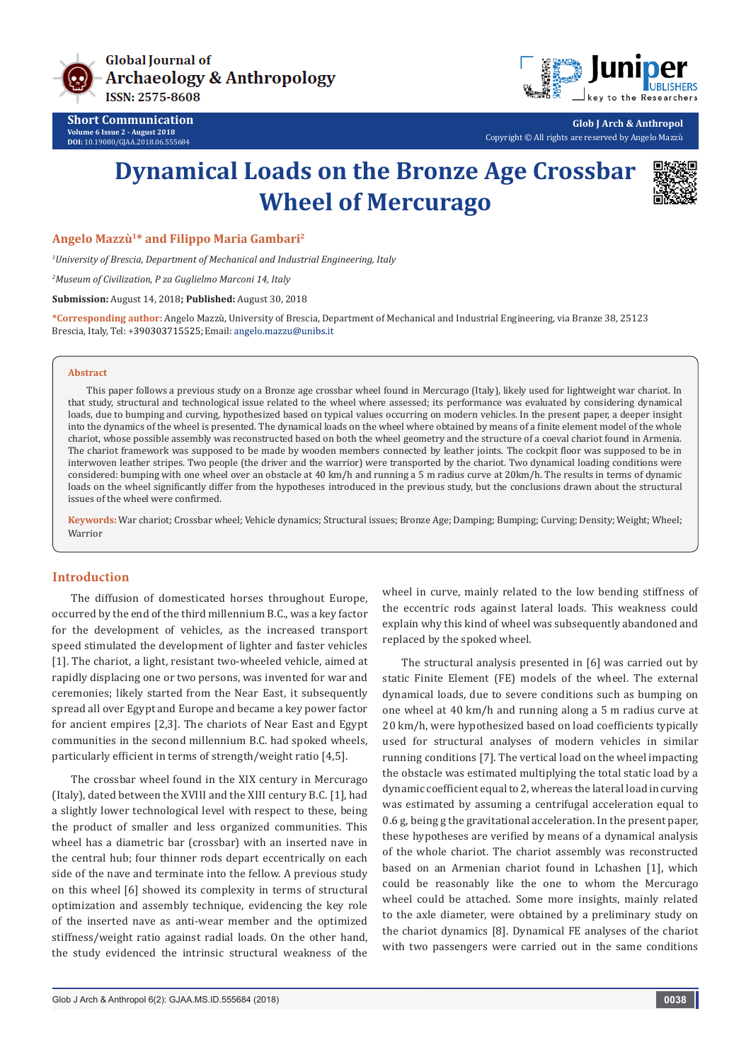Short Communication

Volume 6 Issue 2 - August 2018

DOI: 10.19080/GJAA.2018.06.555684

Glob J Arch & Anthropol

Copyright © All rights are reserved by Angelo Mazzù

# Dynamical Loads on the Bronze Age Crossbar Wheel of Mercurago

**Angelo Mazzù[1]* and Filippo Maria Gambari[2]**

[1] *University of Brescia, Department of Mechanical and Industrial Engineering, Italy*

[2] *Museum of Civilization, P za Guglielmo Marconi 14, Italy*

**Submission:** August 14, 2018**; Published:** August 30, 2018

**\*Corresponding author:** Angelo Mazzù, University of Brescia, Department of Mechanical and Industrial Engineering, via Branze 38, 25123 Brescia, Italy, Tel: +390303715525; Email: angelo.mazzu@unibs.it

## Abstract

This paper follows a previous study on a Bronze age crossbar wheel found in Mercurago (Italy), likely used for lightweight war chariot. In that study, structural and technological issue related to the wheel where assessed; its performance was evaluated by considering dynamical loads, due to bumping and curving, hypothesized based on typical values occurring on modern vehicles. In the present paper, a deeper insight into the dynamics of the wheel is presented. The dynamical loads on the wheel where obtained by means of a finite element model of the whole chariot, whose possible assembly was reconstructed based on both the wheel geometry and the structure of a coeval chariot found in Armenia. The chariot framework was supposed to be made by wooden members connected by leather joints. The cockpit floor was supposed to be in interwoven leather stripes. Two people (the driver and the warrior) were transported by the chariot. Two dynamical loading conditions were considered: bumping with one wheel over an obstacle at 40 km/h and running a 5 m radius curve at 20km/h. The results in terms of dynamic loads on the wheel significantly differ from the hypotheses introduced in the previous study, but the conclusions drawn about the structural issues of the wheel were confirmed.

**Keywords:** War chariot; Crossbar wheel; Vehicle dynamics; Structural issues; Bronze Age; Damping; Bumping; Curving; Density; Weight; Wheel; Warrior

## Introduction

The diffusion of domesticated horses throughout Europe, occurred by the end of the third millennium B.C., was a key factor for the development of vehicles, as the increased transport speed stimulated the development of lighter and faster vehicles [1]. The chariot, a light, resistant two-wheeled vehicle, aimed at rapidly displacing one or two persons, was invented for war and ceremonies; likely started from the Near East, it subsequently spread all over Egypt and Europe and became a key power factor for ancient empires [2,3]. The chariots of Near East and Egypt communities in the second millennium B.C. had spoked wheels, particularly efficient in terms of strength/weight ratio [4,5].

The crossbar wheel found in the XIX century in Mercurago (Italy), dated between the XVIII and the XIII century B.C. [1], had a slightly lower technological level with respect to these, being the product of smaller and less organized communities. This wheel has a diametric bar (crossbar) with an inserted nave in the central hub; four thinner rods depart eccentrically on each side of the nave and terminate into the fellow. A previous study on this wheel [6] showed its complexity in terms of structural optimization and assembly technique, evidencing the key role of the inserted nave as anti-wear member and the optimized stiffness/weight ratio against radial loads. On the other hand, the study evidenced the intrinsic structural weakness of the wheel in curve, mainly related to the low bending stiffness of the eccentric rods against lateral loads. This weakness could explain why this kind of wheel was subsequently abandoned and replaced by the spoked wheel.

The structural analysis presented in [6] was carried out by static Finite Element (FE) models of the wheel. The external dynamical loads, due to severe conditions such as bumping on one wheel at 40 km/h and running along a 5 m radius curve at 20 km/h, were hypothesized based on load coefficients typically used for structural analyses of modern vehicles in similar running conditions [7]. The vertical load on the wheel impacting the obstacle was estimated multiplying the total static load by a dynamic coefficient equal to 2, whereas the lateral load in curving was estimated by assuming a centrifugal acceleration equal to 0.6 g, being g the gravitational acceleration. In the present paper, these hypotheses are verified by means of a dynamical analysis of the whole chariot. The chariot assembly was reconstructed based on an Armenian chariot found in Lchashen [1], which could be reasonably like the one to whom the Mercurago wheel could be attached. Some more insights, mainly related to the axle diameter, were obtained by a preliminary study on the chariot dynamics [8]. Dynamical FE analyses of the chariot with two passengers were carried out in the same conditions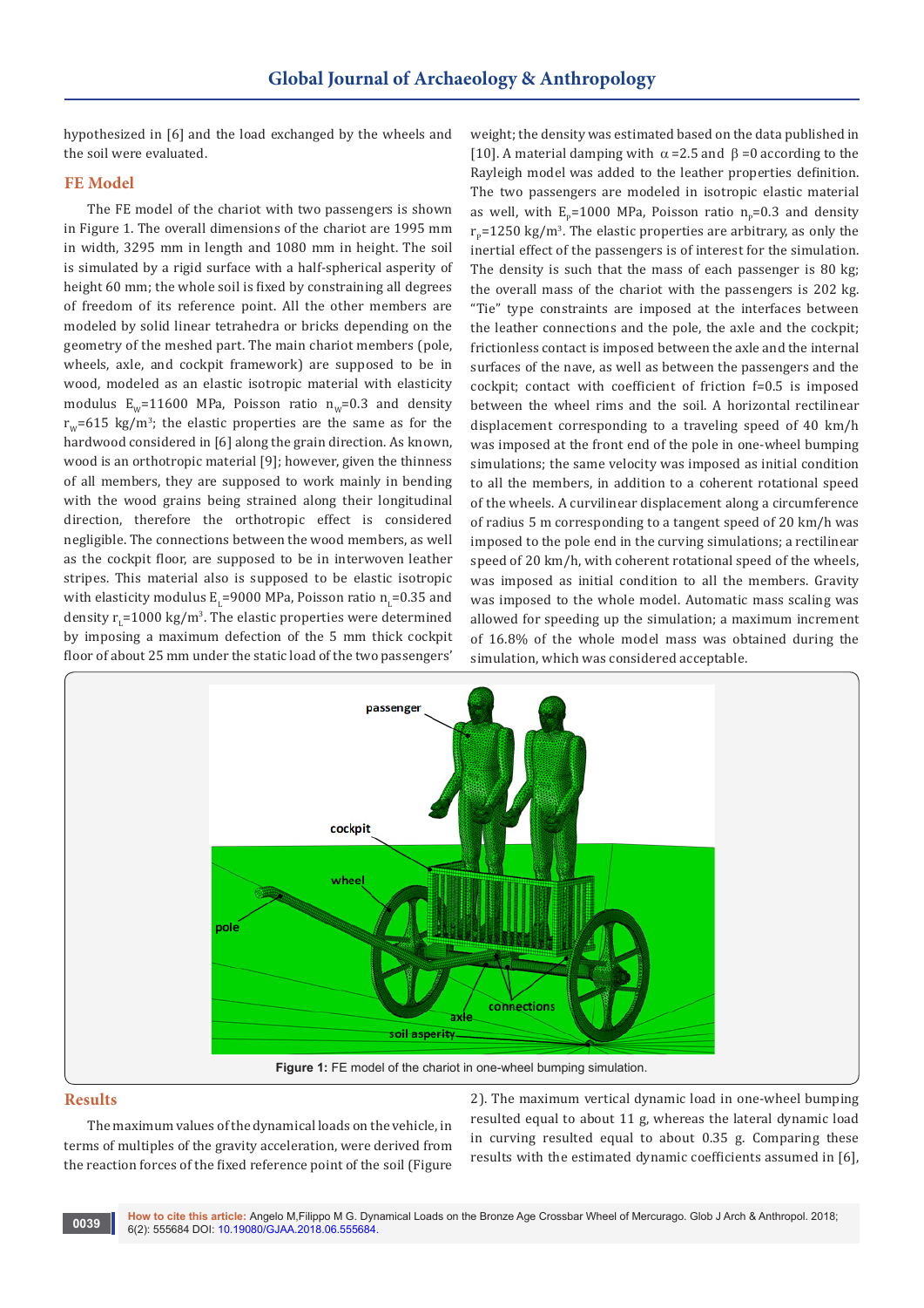hypothesized in [6] and the load exchanged by the wheels and the soil were evaluated.

## FE Model

The FE model of the chariot with two passengers is shown in Figure 1. The overall dimensions of the chariot are 1995 mm in width, 3295 mm in length and 1080 mm in height. The soil is simulated by a rigid surface with a half-spherical asperity of height 60 mm; the whole soil is fixed by constraining all degrees of freedom of its reference point. All the other members are modeled by solid linear tetrahedra or bricks depending on the geometry of the meshed part. The main chariot members (pole, wheels, axle, and cockpit framework) are supposed to be in wood, modeled as an elastic isotropic material with elasticity modulus $E_W$=11600 MPa, Poisson ratio $n_W$=0.3 and density $r_W$=615 kg/m$^3$; the elastic properties are the same as for the hardwood considered in [6] along the grain direction. As known, wood is an orthotropic material [9]; however, given the thinness of all members, they are supposed to work mainly in bending with the wood grains being strained along their longitudinal direction, therefore the orthotropic effect is considered negligible. The connections between the wood members, as well as the cockpit floor, are supposed to be in interwoven leather stripes. This material also is supposed to be elastic isotropic with elasticity modulus $E_L$=9000 MPa, Poisson ratio $n_L$=0.35 and density $r_L$=1000 kg/m$^3$. The elastic properties were determined by imposing a maximum defection of the 5 mm thick cockpit floor of about 25 mm under the static load of the two passengers' weight; the density was estimated based on the data published in [10]. A material damping with $\alpha$ =2.5 and $\beta$ =0 according to the Rayleigh model was added to the leather properties definition. The two passengers are modeled in isotropic elastic material as well, with $E_P$=1000 MPa, Poisson ratio $n_P$=0.3 and density $r_P$=1250 kg/m$^3$. The elastic properties are arbitrary, as only the inertial effect of the passengers is of interest for the simulation. The density is such that the mass of each passenger is 80 kg; the overall mass of the chariot with the passengers is 202 kg. "Tie" type constraints are imposed at the interfaces between the leather connections and the pole, the axle and the cockpit; frictionless contact is imposed between the axle and the internal surfaces of the nave, as well as between the passengers and the cockpit; contact with coefficient of friction f=0.5 is imposed between the wheel rims and the soil. A horizontal rectilinear displacement corresponding to a traveling speed of 40 km/h was imposed at the front end of the pole in one-wheel bumping simulations; the same velocity was imposed as initial condition to all the members, in addition to a coherent rotational speed of the wheels. A curvilinear displacement along a circumference of radius 5 m corresponding to a tangent speed of 20 km/h was imposed to the pole end in the curving simulations; a rectilinear speed of 20 km/h, with coherent rotational speed of the wheels, was imposed as initial condition to all the members. Gravity was imposed to the whole model. Automatic mass scaling was allowed for speeding up the simulation; a maximum increment of 16.8% of the whole model mass was obtained during the simulation, which was considered acceptable.

**Figure 1:** FE model of the chariot in one-wheel bumping simulation.

## Results

The maximum values of the dynamical loads on the vehicle, in terms of multiples of the gravity acceleration, were derived from the reaction forces of the fixed reference point of the soil (Figure 2). The maximum vertical dynamic load in one-wheel bumping resulted equal to about 11 g, whereas the lateral dynamic load in curving resulted equal to about 0.35 g. Comparing these results with the estimated dynamic coefficients assumed in [6],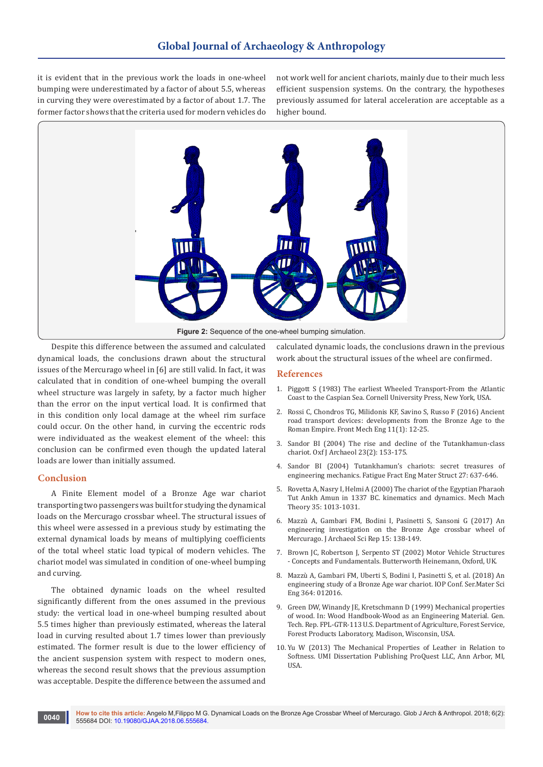it is evident that in the previous work the loads in one-wheel bumping were underestimated by a factor of about 5.5, whereas in curving they were overestimated by a factor of about 1.7. The former factor shows that the criteria used for modern vehicles do not work well for ancient chariots, mainly due to their much less efficient suspension systems. On the contrary, the hypotheses previously assumed for lateral acceleration are acceptable as a higher bound.

**Figure 2:** Sequence of the one-wheel bumping simulation.

Despite this difference between the assumed and calculated dynamical loads, the conclusions drawn about the structural issues of the Mercurago wheel in [6] are still valid. In fact, it was calculated that in condition of one-wheel bumping the overall wheel structure was largely in safety, by a factor much higher than the error on the input vertical load. It is confirmed that in this condition only local damage at the wheel rim surface could occur. On the other hand, in curving the eccentric rods were individuated as the weakest element of the wheel: this conclusion can be confirmed even though the updated lateral loads are lower than initially assumed.

## Conclusion

A Finite Element model of a Bronze Age war chariot transporting two passengers was built for studying the dynamical loads on the Mercurago crossbar wheel. The structural issues of this wheel were assessed in a previous study by estimating the external dynamical loads by means of multiplying coefficients of the total wheel static load typical of modern vehicles. The chariot model was simulated in condition of one-wheel bumping and curving.

The obtained dynamic loads on the wheel resulted significantly different from the ones assumed in the previous study: the vertical load in one-wheel bumping resulted about 5.5 times higher than previously estimated, whereas the lateral load in curving resulted about 1.7 times lower than previously estimated. The former result is due to the lower efficiency of the ancient suspension system with respect to modern ones, whereas the second result shows that the previous assumption was acceptable. Despite the difference between the assumed and calculated dynamic loads, the conclusions drawn in the previous work about the structural issues of the wheel are confirmed.

## References

1. Piggott S (1983) The earliest Wheeled Transport-From the Atlantic Coast to the Caspian Sea. Cornell University Press, New York, USA.
2. Rossi C, Chondros TG, Milidonis KF, Savino S, Russo F (2016) Ancient road transport devices: developments from the Bronze Age to the Roman Empire. Front Mech Eng 11(1): 12-25.
3. Sandor BI (2004) The rise and decline of the Tutankhamun-class chariot. Oxf J Archaeol 23(2): 153-175.
4. Sandor BI (2004) Tutankhamun's chariots: secret treasures of engineering mechanics. Fatigue Fract Eng Mater Struct 27: 637-646.
5. Rovetta A, Nasry I, Helmi A (2000) The chariot of the Egyptian Pharaoh Tut Ankh Amun in 1337 BC. kinematics and dynamics. Mech Mach Theory 35: 1013-1031.
6. Mazzù A, Gambari FM, Bodini I, Pasinetti S, Sansoni G (2017) An engineering investigation on the Bronze Age crossbar wheel of Mercurago. J Archaeol Sci Rep 15: 138-149.
7. Brown JC, Robertson J, Serpento ST (2002) Motor Vehicle Structures - Concepts and Fundamentals. Butterworth Heinemann, Oxford, UK.
8. Mazzù A, Gambari FM, Uberti S, Bodini I, Pasinetti S, et al. (2018) An engineering study of a Bronze Age war chariot. IOP Conf. Ser.Mater Sci Eng 364: 012016.
9. Green DW, Winandy JE, Kretschmann D (1999) Mechanical properties of wood. In: Wood Handbook-Wood as an Engineering Material. Gen. Tech. Rep. FPL-GTR-113 U.S. Department of Agriculture, Forest Service, Forest Products Laboratory, Madison, Wisconsin, USA.
10. Yu W (2013) The Mechanical Properties of Leather in Relation to Softness. UMI Dissertation Publishing ProQuest LLC, Ann Arbor, MI, USA.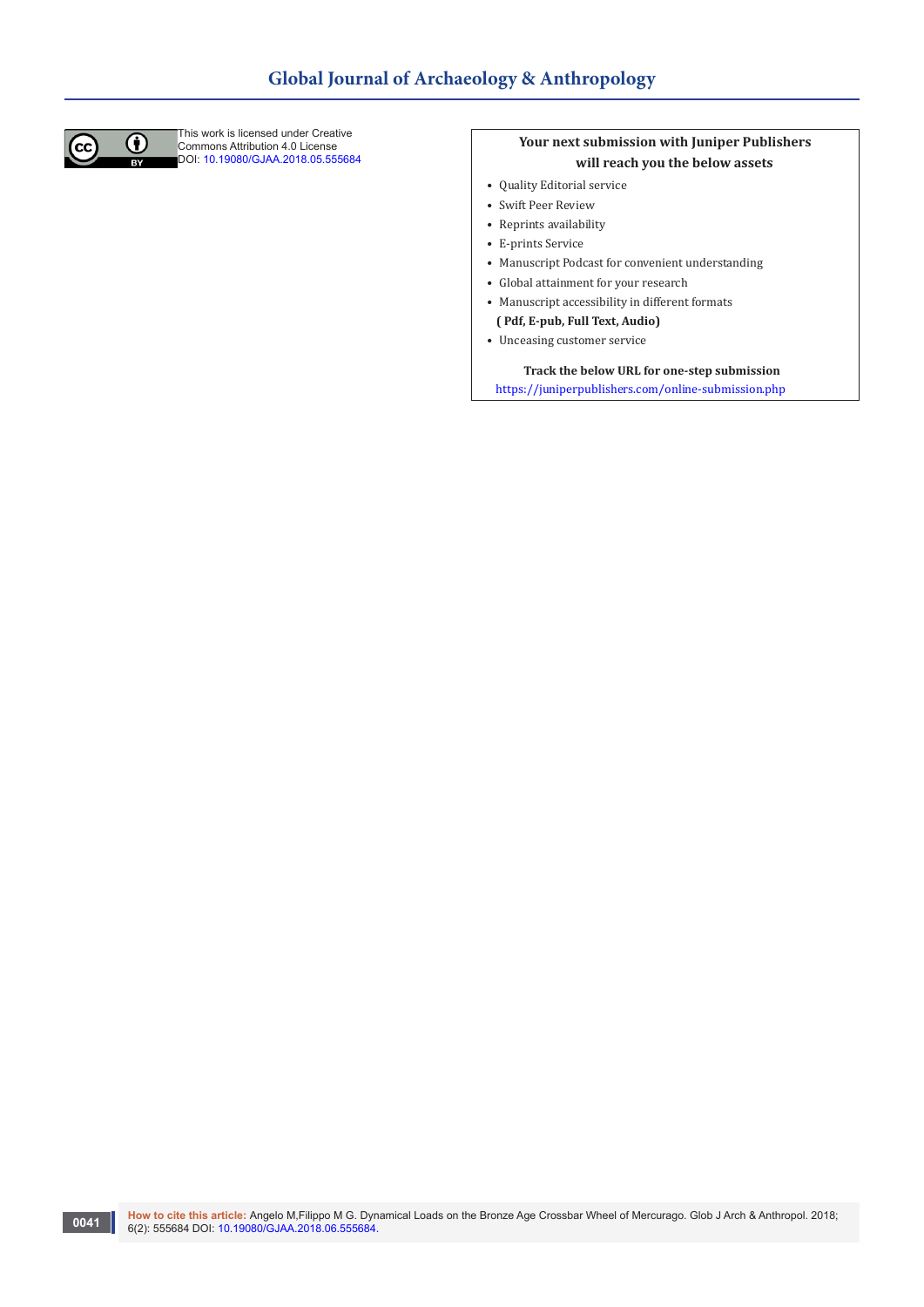This work is licensed under Creative Commons Attribution 4.0 License
DOI: 10.19080/GJAA.2018.05.555684

**Your next submission with Juniper Publishers will reach you the below assets**

- Quality Editorial service
- Swift Peer Review
- Reprints availability
- E-prints Service
- Manuscript Podcast for convenient understanding
- Global attainment for your research
- Manuscript accessibility in different formats
  **( Pdf, E-pub, Full Text, Audio)**
- Unceasing customer service

**Track the below URL for one-step submission**
https://juniperpublishers.com/online-submission.php

**How to cite this article:** Angelo M,Filippo M G. Dynamical Loads on the Bronze Age Crossbar Wheel of Mercurago. Glob J Arch & Anthropol. 2018; 6(2): 555684 DOI: 10.19080/GJAA.2018.06.555684.